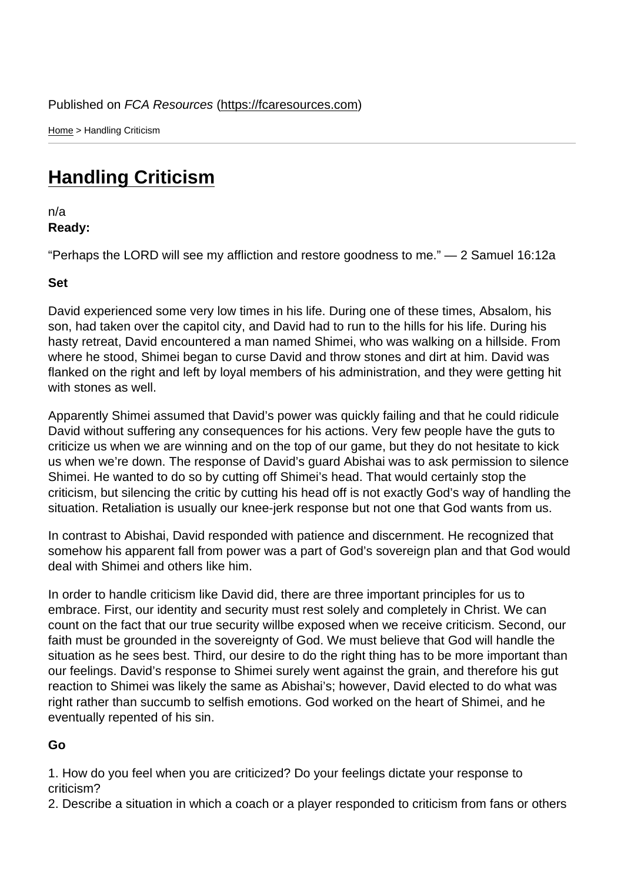Published on *FCA Resources* (https://fcaresources.com)

Home > Handling Criticism

# Handling Criticism

n/a

**Ready:**

“Perhaps the LORD will see my affliction and restore goodness to me.” — 2 Samuel 16:12a

**Set**

David experienced some very low times in his life. During one of these times, Absalom, his son, had taken over the capitol city, and David had to run to the hills for his life. During his hasty retreat, David encountered a man named Shimei, who was walking on a hillside. From where he stood, Shimei began to curse David and throw stones and dirt at him. David was flanked on the right and left by loyal members of his administration, and they were getting hit with stones as well.

Apparently Shimei assumed that David’s power was quickly failing and that he could ridicule David without suffering any consequences for his actions. Very few people have the guts to criticize us when we are winning and on the top of our game, but they do not hesitate to kick us when we’re down. The response of David’s guard Abishai was to ask permission to silence Shimei. He wanted to do so by cutting off Shimei’s head. That would certainly stop the criticism, but silencing the critic by cutting his head off is not exactly God’s way of handling the situation. Retaliation is usually our knee-jerk response but not one that God wants from us.

In contrast to Abishai, David responded with patience and discernment. He recognized that somehow his apparent fall from power was a part of God’s sovereign plan and that God would deal with Shimei and others like him.

In order to handle criticism like David did, there are three important principles for us to embrace. First, our identity and security must rest solely and completely in Christ. We can count on the fact that our true security willbe exposed when we receive criticism. Second, our faith must be grounded in the sovereignty of God. We must believe that God will handle the situation as he sees best. Third, our desire to do the right thing has to be more important than our feelings. David’s response to Shimei surely went against the grain, and therefore his gut reaction to Shimei was likely the same as Abishai’s; however, David elected to do what was right rather than succumb to selfish emotions. God worked on the heart of Shimei, and he eventually repented of his sin.

**Go**

1. How do you feel when you are criticized? Do your feelings dictate your response to criticism?
2. Describe a situation in which a coach or a player responded to criticism from fans or others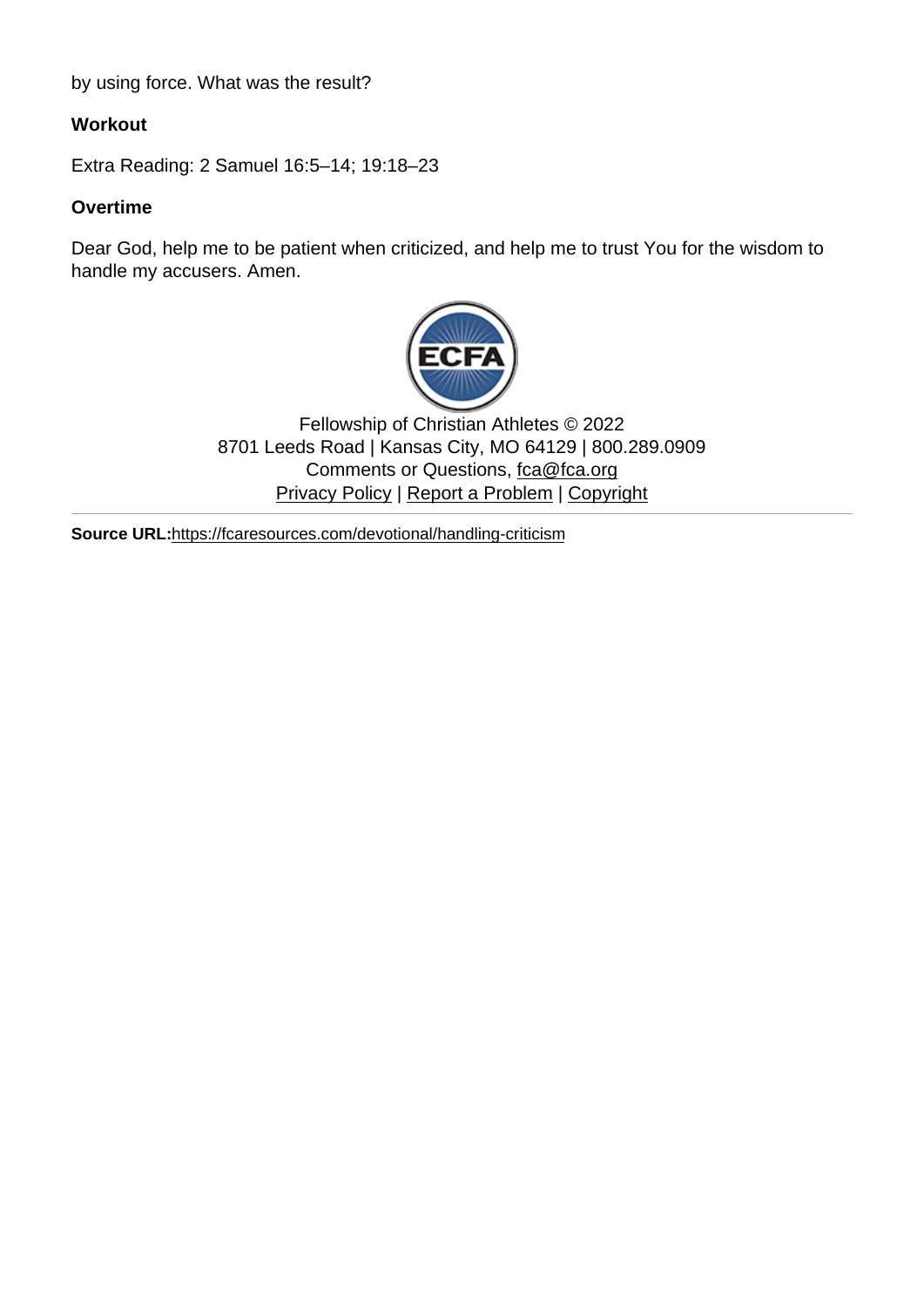by using force. What was the result?

**Workout**

Extra Reading: 2 Samuel 16:5–14; 19:18–23

**Overtime**

Dear God, help me to be patient when criticized, and help me to trust You for the wisdom to handle my accusers. Amen.

ECFA

Fellowship of Christian Athletes © 2022
8701 Leeds Road | Kansas City, MO 64129 | 800.289.0909
Comments or Questions, fca@fca.org
Privacy Policy | Report a Problem | Copyright

---

**Source URL:** https://fcaresources.com/devotional/handling-criticism